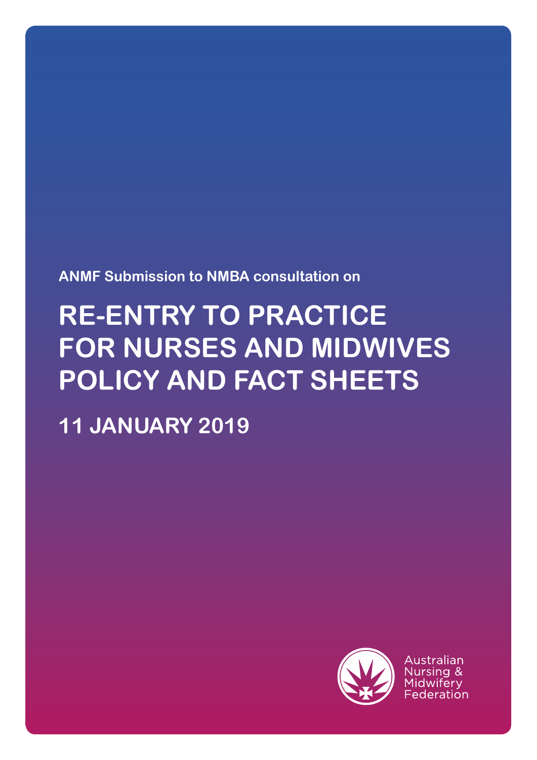**ANMF Submission to NMBA consultation on**

# RE-ENTRY TO PRACTICE FOR NURSES AND MIDWIVES POLICY AND FACT SHEETS

## 11 JANUARY 2019

Australian Nursing & Midwifery Federation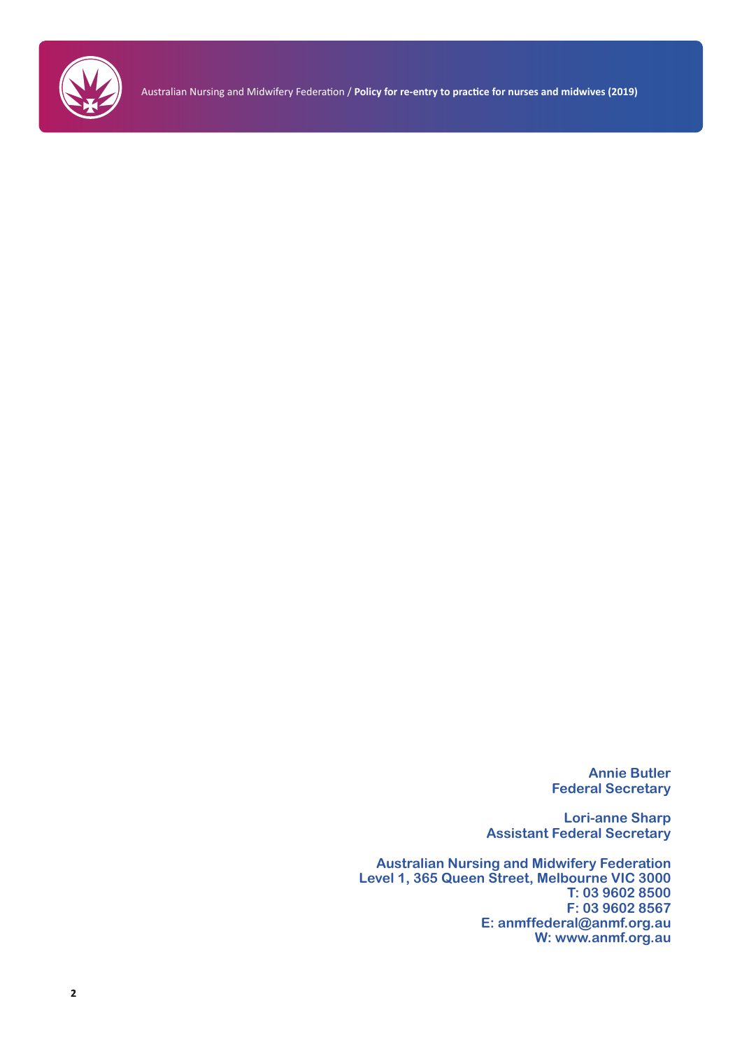**Annie Butler**
**Federal Secretary**

**Lori-anne Sharp**
**Assistant Federal Secretary**

**Australian Nursing and Midwifery Federation**
**Level 1, 365 Queen Street, Melbourne VIC 3000**
**T: 03 9602 8500**
**F: 03 9602 8567**
**E: anmffederal@anmf.org.au**
**W: www.anmf.org.au**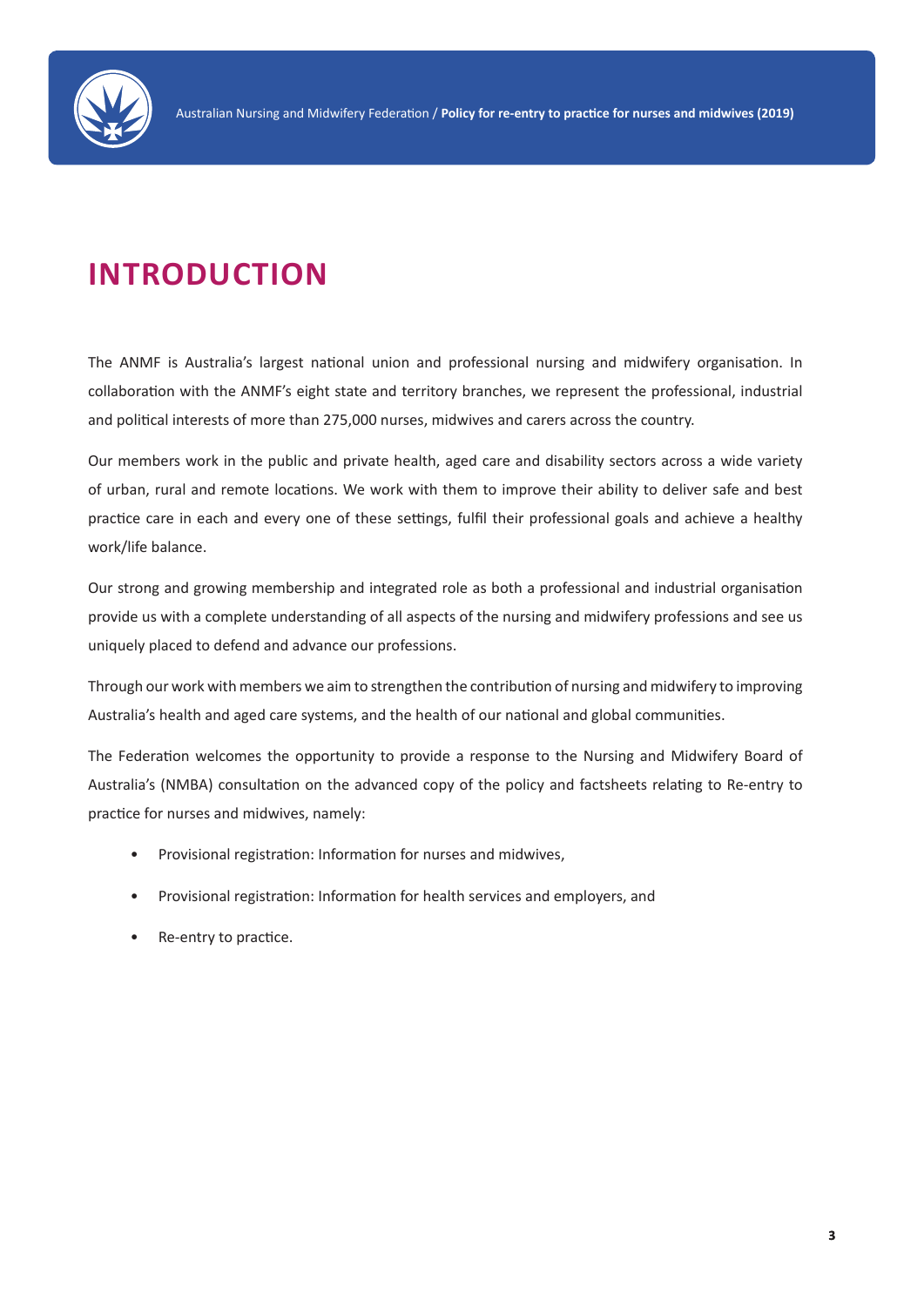# INTRODUCTION

The ANMF is Australia's largest national union and professional nursing and midwifery organisation. In collaboration with the ANMF's eight state and territory branches, we represent the professional, industrial and political interests of more than 275,000 nurses, midwives and carers across the country.

Our members work in the public and private health, aged care and disability sectors across a wide variety of urban, rural and remote locations. We work with them to improve their ability to deliver safe and best practice care in each and every one of these settings, fulfil their professional goals and achieve a healthy work/life balance.

Our strong and growing membership and integrated role as both a professional and industrial organisation provide us with a complete understanding of all aspects of the nursing and midwifery professions and see us uniquely placed to defend and advance our professions.

Through our work with members we aim to strengthen the contribution of nursing and midwifery to improving Australia's health and aged care systems, and the health of our national and global communities.

The Federation welcomes the opportunity to provide a response to the Nursing and Midwifery Board of Australia's (NMBA) consultation on the advanced copy of the policy and factsheets relating to Re-entry to practice for nurses and midwives, namely:

- Provisional registration: Information for nurses and midwives,
- Provisional registration: Information for health services and employers, and
- Re-entry to practice.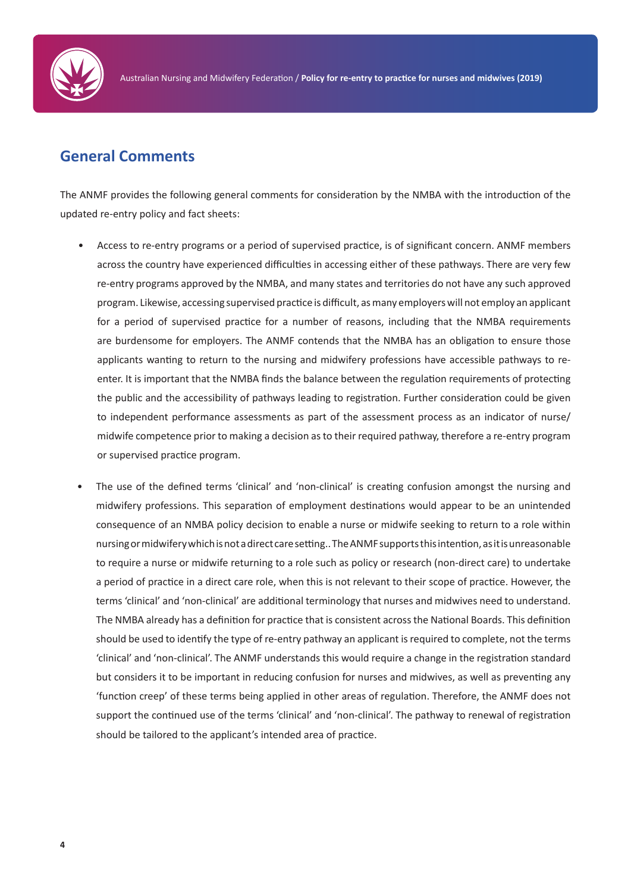## General Comments

The ANMF provides the following general comments for consideration by the NMBA with the introduction of the updated re-entry policy and fact sheets:

- Access to re-entry programs or a period of supervised practice, is of significant concern. ANMF members across the country have experienced difficulties in accessing either of these pathways. There are very few re-entry programs approved by the NMBA, and many states and territories do not have any such approved program. Likewise, accessing supervised practice is difficult, as many employers will not employ an applicant for a period of supervised practice for a number of reasons, including that the NMBA requirements are burdensome for employers. The ANMF contends that the NMBA has an obligation to ensure those applicants wanting to return to the nursing and midwifery professions have accessible pathways to re-enter. It is important that the NMBA finds the balance between the regulation requirements of protecting the public and the accessibility of pathways leading to registration. Further consideration could be given to independent performance assessments as part of the assessment process as an indicator of nurse/midwife competence prior to making a decision as to their required pathway, therefore a re-entry program or supervised practice program.

- The use of the defined terms 'clinical' and 'non-clinical' is creating confusion amongst the nursing and midwifery professions. This separation of employment destinations would appear to be an unintended consequence of an NMBA policy decision to enable a nurse or midwife seeking to return to a role within nursing or midwifery which is not a direct care setting.. The ANMF supports this intention, as it is unreasonable to require a nurse or midwife returning to a role such as policy or research (non-direct care) to undertake a period of practice in a direct care role, when this is not relevant to their scope of practice. However, the terms 'clinical' and 'non-clinical' are additional terminology that nurses and midwives need to understand. The NMBA already has a definition for practice that is consistent across the National Boards. This definition should be used to identify the type of re-entry pathway an applicant is required to complete, not the terms 'clinical' and 'non-clinical'. The ANMF understands this would require a change in the registration standard but considers it to be important in reducing confusion for nurses and midwives, as well as preventing any 'function creep' of these terms being applied in other areas of regulation. Therefore, the ANMF does not support the continued use of the terms 'clinical' and 'non-clinical'. The pathway to renewal of registration should be tailored to the applicant's intended area of practice.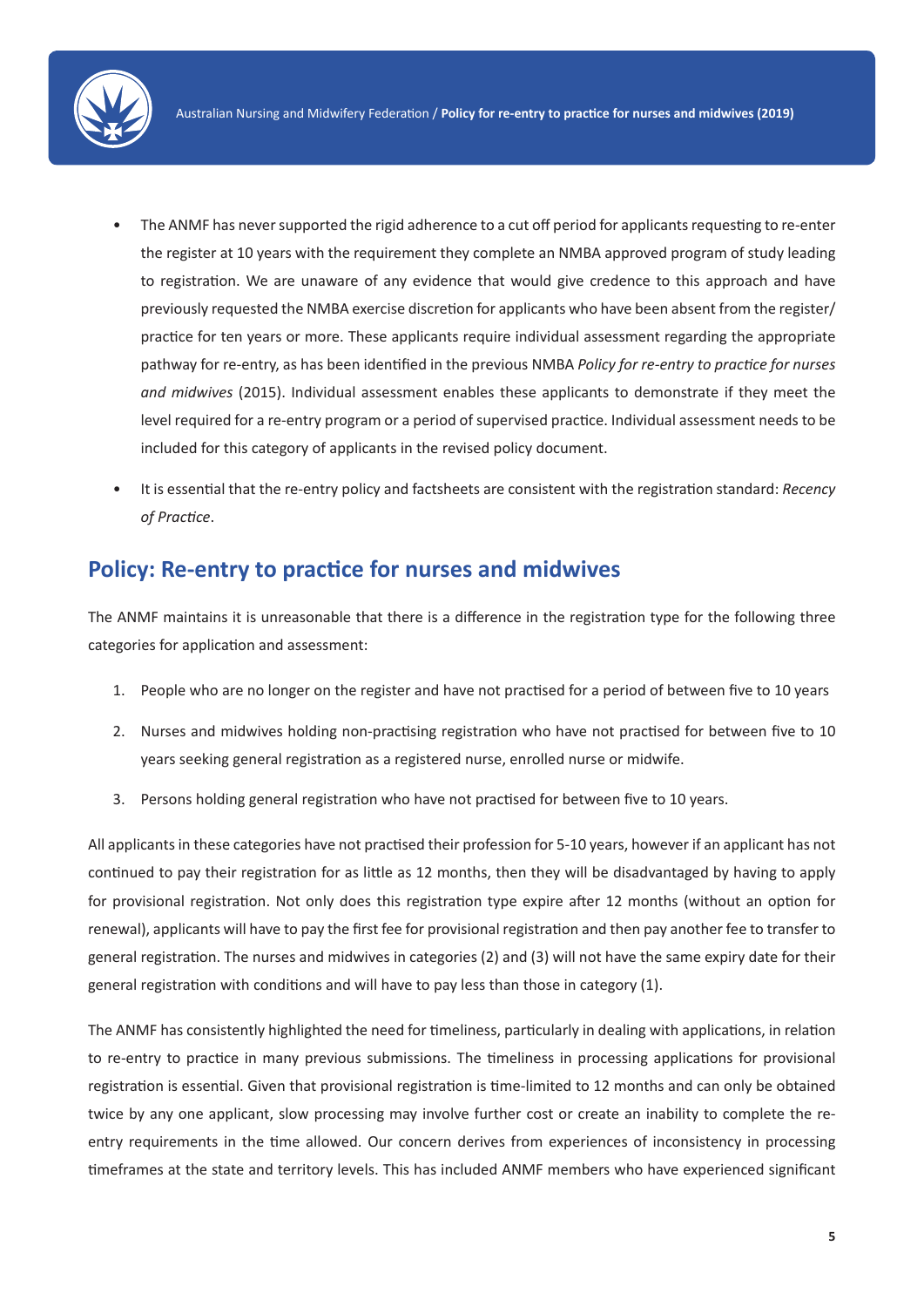- The ANMF has never supported the rigid adherence to a cut off period for applicants requesting to re-enter the register at 10 years with the requirement they complete an NMBA approved program of study leading to registration. We are unaware of any evidence that would give credence to this approach and have previously requested the NMBA exercise discretion for applicants who have been absent from the register/ practice for ten years or more. These applicants require individual assessment regarding the appropriate pathway for re-entry, as has been identified in the previous NMBA *Policy for re-entry to practice for nurses and midwives* (2015). Individual assessment enables these applicants to demonstrate if they meet the level required for a re-entry program or a period of supervised practice. Individual assessment needs to be included for this category of applicants in the revised policy document.
- It is essential that the re-entry policy and factsheets are consistent with the registration standard: *Recency of Practice*.

## Policy: Re-entry to practice for nurses and midwives

The ANMF maintains it is unreasonable that there is a difference in the registration type for the following three categories for application and assessment:

1. People who are no longer on the register and have not practised for a period of between five to 10 years
2. Nurses and midwives holding non-practising registration who have not practised for between five to 10 years seeking general registration as a registered nurse, enrolled nurse or midwife.
3. Persons holding general registration who have not practised for between five to 10 years.

All applicants in these categories have not practised their profession for 5-10 years, however if an applicant has not continued to pay their registration for as little as 12 months, then they will be disadvantaged by having to apply for provisional registration. Not only does this registration type expire after 12 months (without an option for renewal), applicants will have to pay the first fee for provisional registration and then pay another fee to transfer to general registration. The nurses and midwives in categories (2) and (3) will not have the same expiry date for their general registration with conditions and will have to pay less than those in category (1).

The ANMF has consistently highlighted the need for timeliness, particularly in dealing with applications, in relation to re-entry to practice in many previous submissions. The timeliness in processing applications for provisional registration is essential. Given that provisional registration is time-limited to 12 months and can only be obtained twice by any one applicant, slow processing may involve further cost or create an inability to complete the re-entry requirements in the time allowed. Our concern derives from experiences of inconsistency in processing timeframes at the state and territory levels. This has included ANMF members who have experienced significant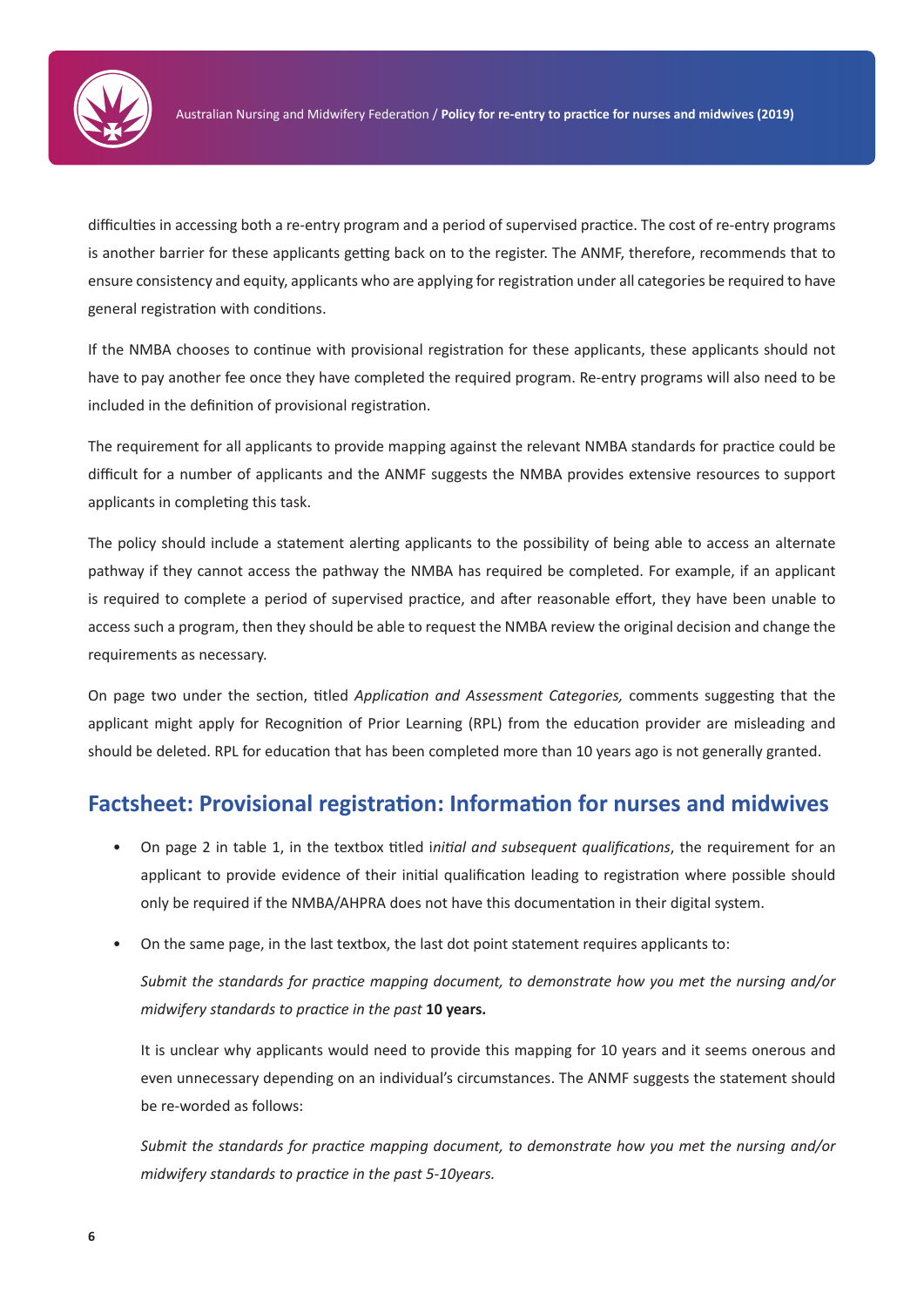difficulties in accessing both a re-entry program and a period of supervised practice. The cost of re-entry programs is another barrier for these applicants getting back on to the register. The ANMF, therefore, recommends that to ensure consistency and equity, applicants who are applying for registration under all categories be required to have general registration with conditions.

If the NMBA chooses to continue with provisional registration for these applicants, these applicants should not have to pay another fee once they have completed the required program. Re-entry programs will also need to be included in the definition of provisional registration.

The requirement for all applicants to provide mapping against the relevant NMBA standards for practice could be difficult for a number of applicants and the ANMF suggests the NMBA provides extensive resources to support applicants in completing this task.

The policy should include a statement alerting applicants to the possibility of being able to access an alternate pathway if they cannot access the pathway the NMBA has required be completed. For example, if an applicant is required to complete a period of supervised practice, and after reasonable effort, they have been unable to access such a program, then they should be able to request the NMBA review the original decision and change the requirements as necessary.

On page two under the section, titled *Application and Assessment Categories,* comments suggesting that the applicant might apply for Recognition of Prior Learning (RPL) from the education provider are misleading and should be deleted. RPL for education that has been completed more than 10 years ago is not generally granted.

## Factsheet: Provisional registration: Information for nurses and midwives

- On page 2 in table 1, in the textbox titled i*nitial and subsequent qualifications*, the requirement for an applicant to provide evidence of their initial qualification leading to registration where possible should only be required if the NMBA/AHPRA does not have this documentation in their digital system.
- On the same page, in the last textbox, the last dot point statement requires applicants to:

  *Submit the standards for practice mapping document, to demonstrate how you met the nursing and/or midwifery standards to practice in the past* **10 years.**

  It is unclear why applicants would need to provide this mapping for 10 years and it seems onerous and even unnecessary depending on an individual's circumstances. The ANMF suggests the statement should be re-worded as follows:

  *Submit the standards for practice mapping document, to demonstrate how you met the nursing and/or midwifery standards to practice in the past 5-10years.*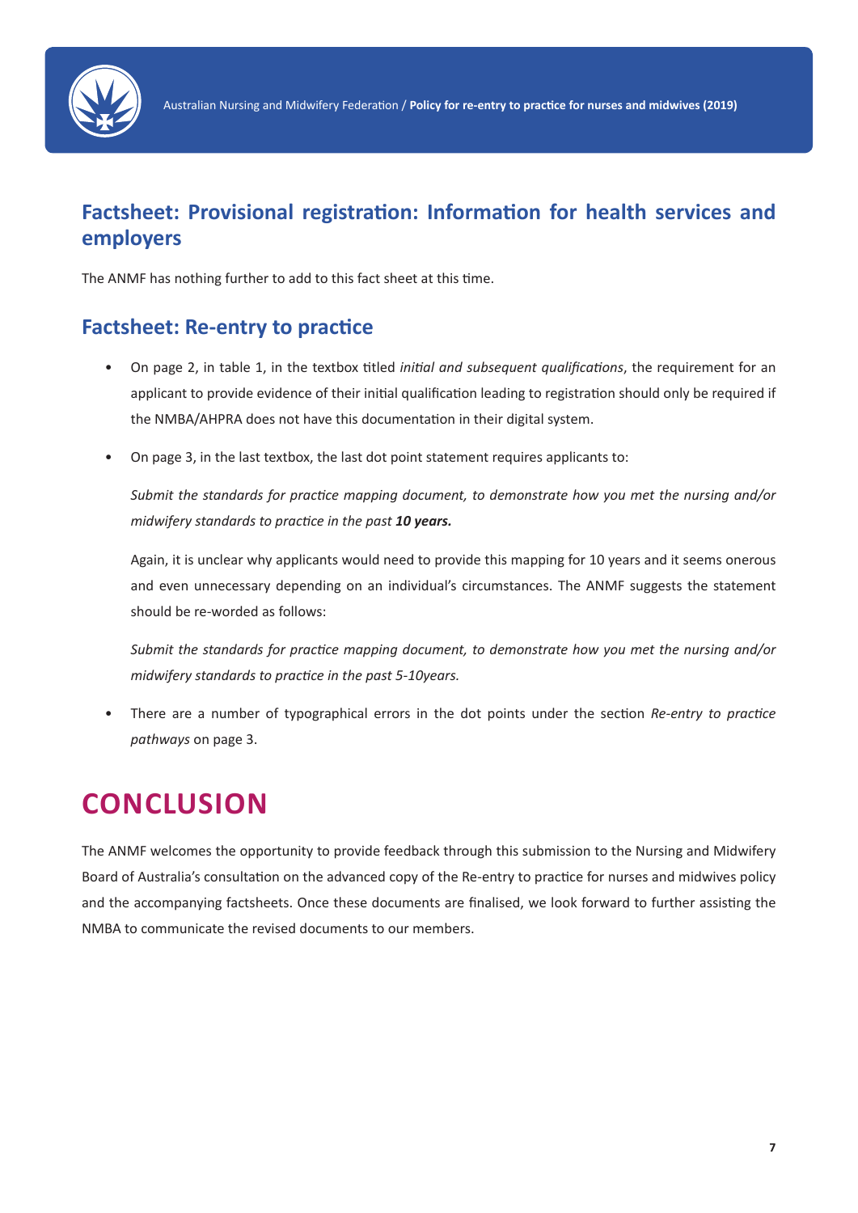## Factsheet: Provisional registration: Information for health services and employers

The ANMF has nothing further to add to this fact sheet at this time.

## Factsheet: Re-entry to practice

- On page 2, in table 1, in the textbox titled *initial and subsequent qualifications*, the requirement for an applicant to provide evidence of their initial qualification leading to registration should only be required if the NMBA/AHPRA does not have this documentation in their digital system.
- On page 3, in the last textbox, the last dot point statement requires applicants to:

  *Submit the standards for practice mapping document, to demonstrate how you met the nursing and/or midwifery standards to practice in the past **10 years.***

  Again, it is unclear why applicants would need to provide this mapping for 10 years and it seems onerous and even unnecessary depending on an individual's circumstances. The ANMF suggests the statement should be re-worded as follows:

  *Submit the standards for practice mapping document, to demonstrate how you met the nursing and/or midwifery standards to practice in the past 5-10years.*

- There are a number of typographical errors in the dot points under the section *Re-entry to practice pathways* on page 3.

# CONCLUSION

The ANMF welcomes the opportunity to provide feedback through this submission to the Nursing and Midwifery Board of Australia's consultation on the advanced copy of the Re-entry to practice for nurses and midwives policy and the accompanying factsheets. Once these documents are finalised, we look forward to further assisting the NMBA to communicate the revised documents to our members.